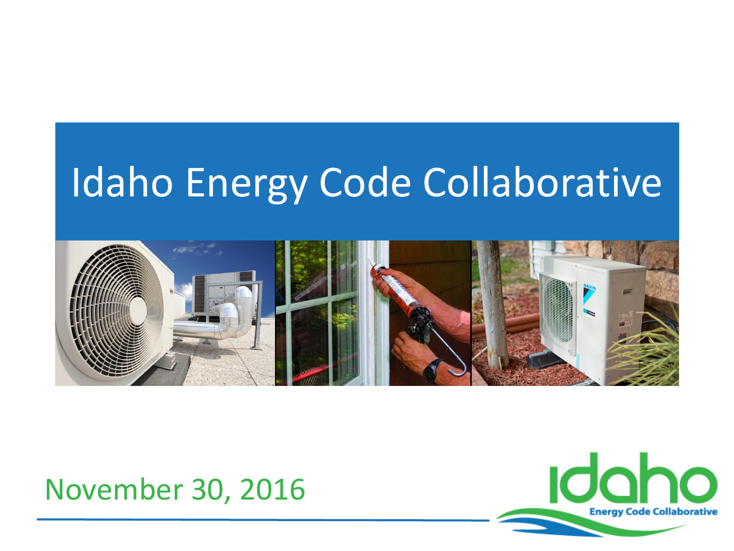# Idaho Energy Code Collaborative

November 30, 2016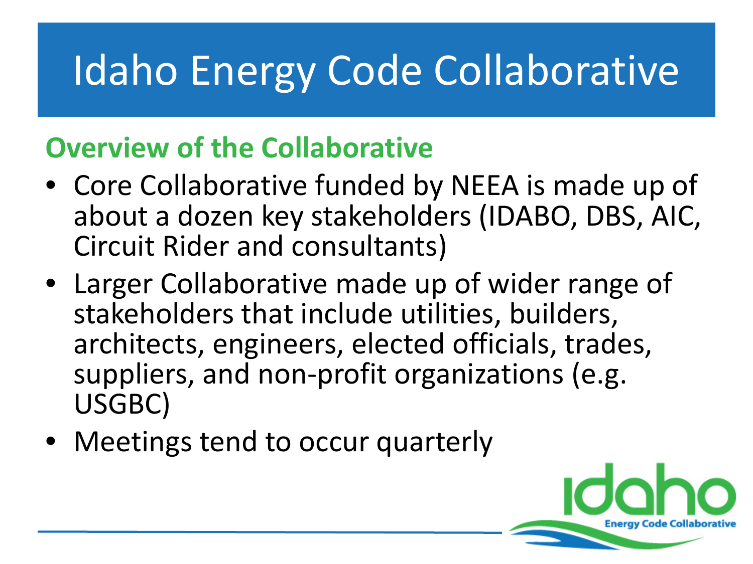# Idaho Energy Code Collaborative

## Overview of the Collaborative

- Core Collaborative funded by NEEA is made up of about a dozen key stakeholders (IDABO, DBS, AIC, Circuit Rider and consultants)
- Larger Collaborative made up of wider range of stakeholders that include utilities, builders, architects, engineers, elected officials, trades, suppliers, and non-profit organizations (e.g. USGBC)
- Meetings tend to occur quarterly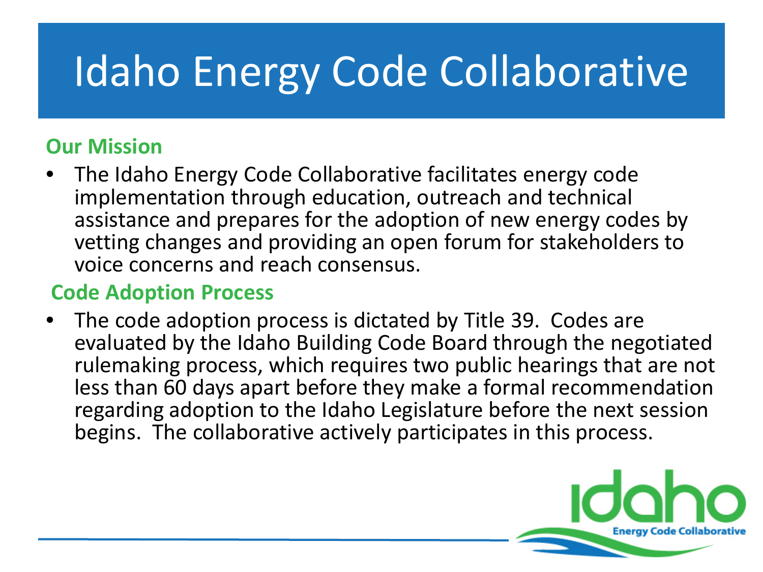# Idaho Energy Code Collaborative

## Our Mission

- The Idaho Energy Code Collaborative facilitates energy code implementation through education, outreach and technical assistance and prepares for the adoption of new energy codes by vetting changes and providing an open forum for stakeholders to voice concerns and reach consensus.

## Code Adoption Process

- The code adoption process is dictated by Title 39. Codes are evaluated by the Idaho Building Code Board through the negotiated rulemaking process, which requires two public hearings that are not less than 60 days apart before they make a formal recommendation regarding adoption to the Idaho Legislature before the next session begins. The collaborative actively participates in this process.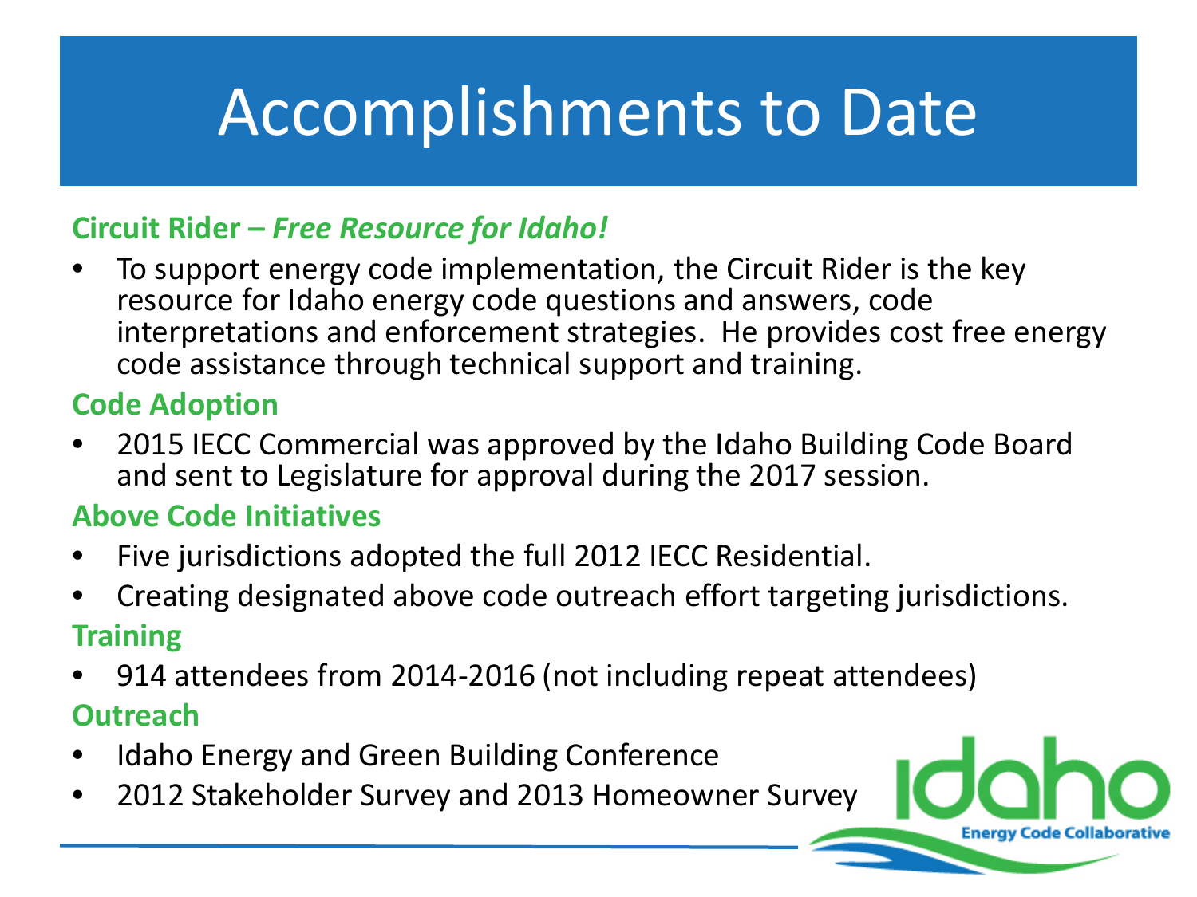# Accomplishments to Date

**Circuit Rider – *Free Resource for Idaho!***

- To support energy code implementation, the Circuit Rider is the key resource for Idaho energy code questions and answers, code interpretations and enforcement strategies. He provides cost free energy code assistance through technical support and training.

**Code Adoption**

- 2015 IECC Commercial was approved by the Idaho Building Code Board and sent to Legislature for approval during the 2017 session.

**Above Code Initiatives**

- Five jurisdictions adopted the full 2012 IECC Residential.
- Creating designated above code outreach effort targeting jurisdictions.

**Training**

- 914 attendees from 2014-2016 (not including repeat attendees)

**Outreach**

- Idaho Energy and Green Building Conference
- 2012 Stakeholder Survey and 2013 Homeowner Survey

Idaho Energy Code Collaborative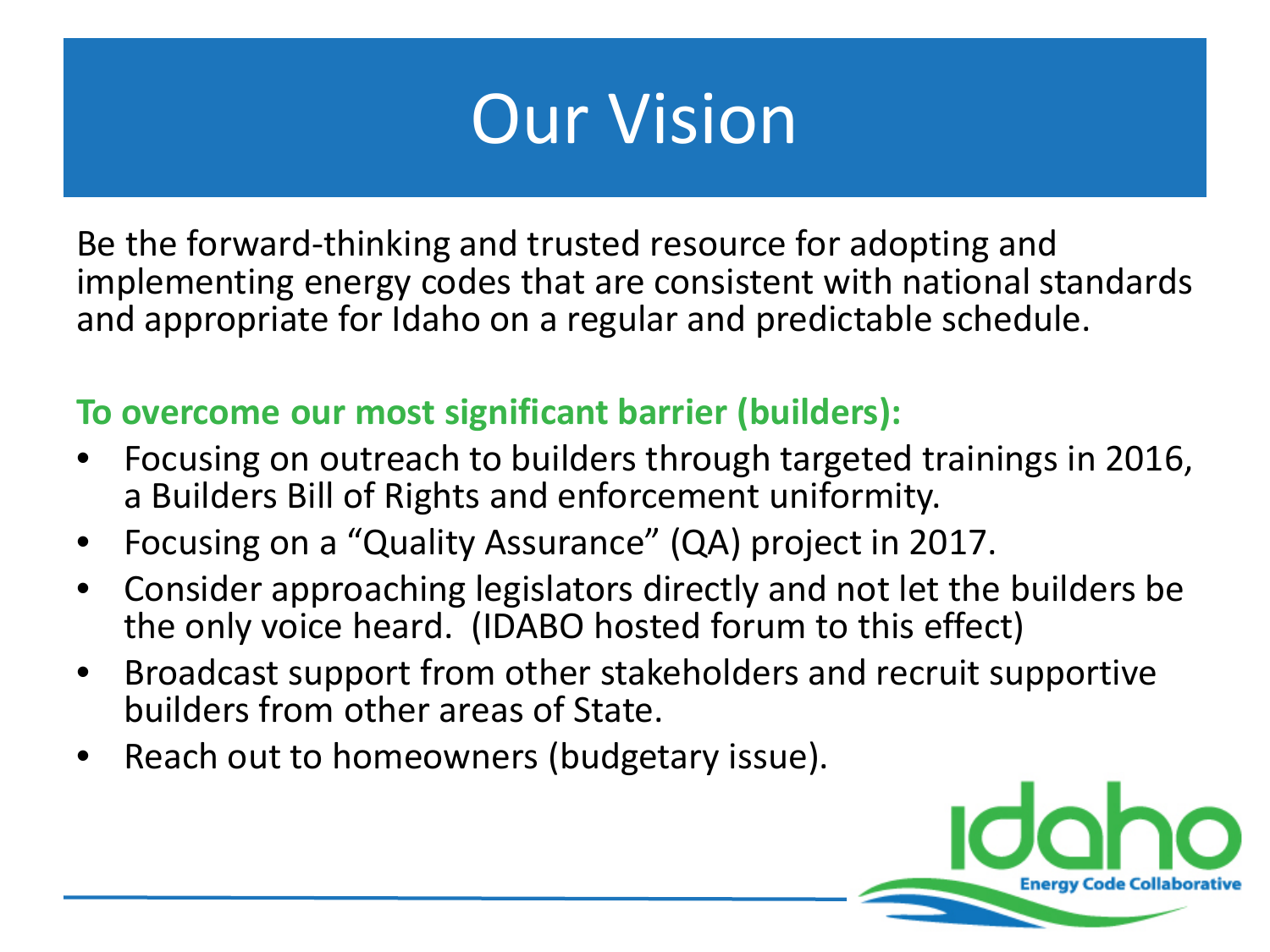# Our Vision

Be the forward-thinking and trusted resource for adopting and implementing energy codes that are consistent with national standards and appropriate for Idaho on a regular and predictable schedule.

**To overcome our most significant barrier (builders):**

- Focusing on outreach to builders through targeted trainings in 2016, a Builders Bill of Rights and enforcement uniformity.
- Focusing on a "Quality Assurance" (QA) project in 2017.
- Consider approaching legislators directly and not let the builders be the only voice heard. (IDABO hosted forum to this effect)
- Broadcast support from other stakeholders and recruit supportive builders from other areas of State.
- Reach out to homeowners (budgetary issue).

Idaho Energy Code Collaborative